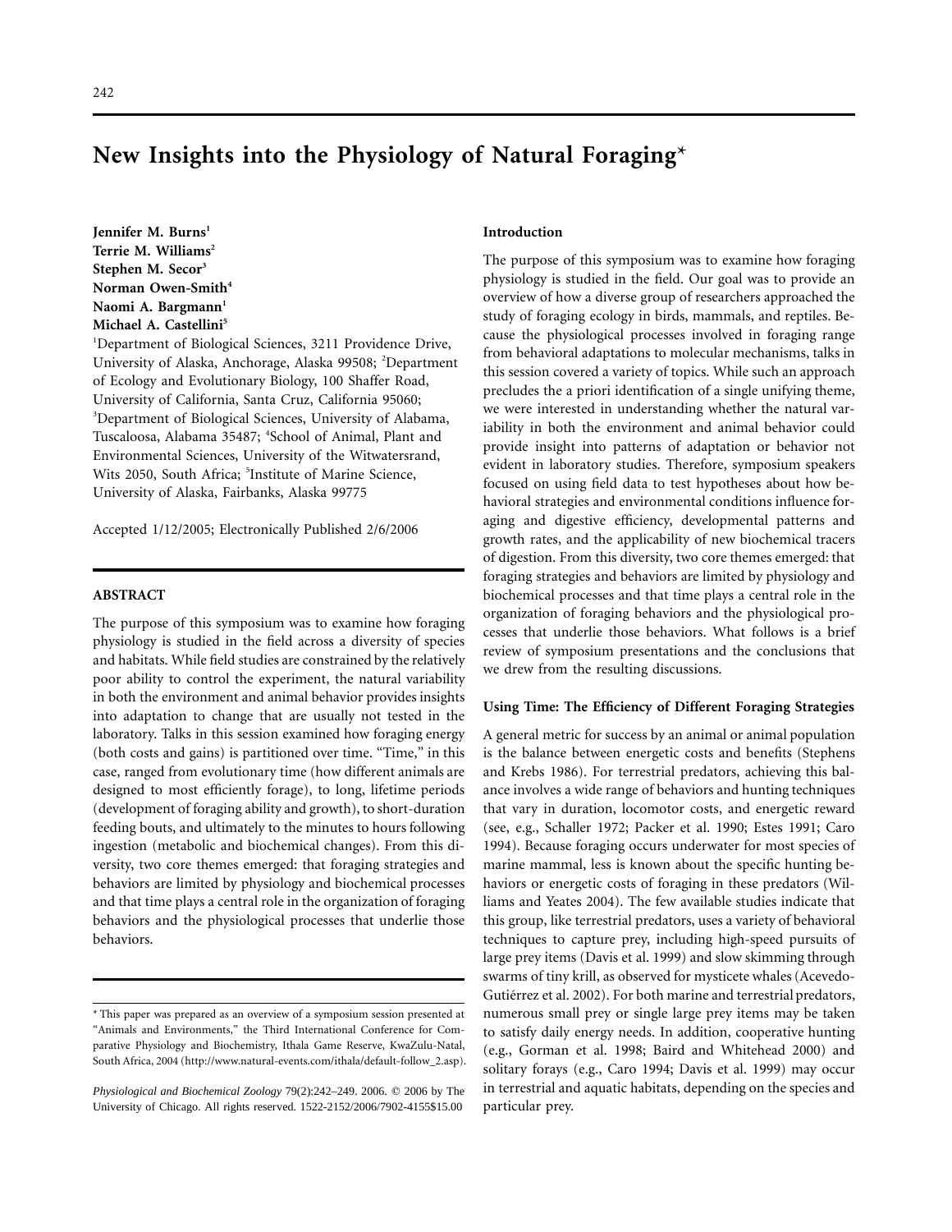# New Insights into the Physiology of Natural Foraging*

**Jennifer M. Burns**[1]
**Terrie M. Williams**[2]
**Stephen M. Secor**[3]
**Norman Owen-Smith**[4]
**Naomi A. Bargmann**[1]
**Michael A. Castellini**[5]

[1]Department of Biological Sciences, 3211 Providence Drive, University of Alaska, Anchorage, Alaska 99508; [2]Department of Ecology and Evolutionary Biology, 100 Shaffer Road, University of California, Santa Cruz, California 95060; [3]Department of Biological Sciences, University of Alabama, Tuscaloosa, Alabama 35487; [4]School of Animal, Plant and Environmental Sciences, University of the Witwatersrand, Wits 2050, South Africa; [5]Institute of Marine Science, University of Alaska, Fairbanks, Alaska 99775

Accepted 1/12/2005; Electronically Published 2/6/2006

## ABSTRACT

The purpose of this symposium was to examine how foraging physiology is studied in the field across a diversity of species and habitats. While field studies are constrained by the relatively poor ability to control the experiment, the natural variability in both the environment and animal behavior provides insights into adaptation to change that are usually not tested in the laboratory. Talks in this session examined how foraging energy (both costs and gains) is partitioned over time. "Time," in this case, ranged from evolutionary time (how different animals are designed to most efficiently forage), to long, lifetime periods (development of foraging ability and growth), to short-duration feeding bouts, and ultimately to the minutes to hours following ingestion (metabolic and biochemical changes). From this diversity, two core themes emerged: that foraging strategies and behaviors are limited by physiology and biochemical processes and that time plays a central role in the organization of foraging behaviors and the physiological processes that underlie those behaviors.

* This paper was prepared as an overview of a symposium session presented at "Animals and Environments," the Third International Conference for Comparative Physiology and Biochemistry, Ithala Game Reserve, KwaZulu-Natal, South Africa, 2004 (http://www.natural-events.com/ithala/default-follow_2.asp).

*Physiological and Biochemical Zoology* 79(2):242–249. 2006. © 2006 by The University of Chicago. All rights reserved. 1522-2152/2006/7902-4155$15.00

## Introduction

The purpose of this symposium was to examine how foraging physiology is studied in the field. Our goal was to provide an overview of how a diverse group of researchers approached the study of foraging ecology in birds, mammals, and reptiles. Because the physiological processes involved in foraging range from behavioral adaptations to molecular mechanisms, talks in this session covered a variety of topics. While such an approach precludes the a priori identification of a single unifying theme, we were interested in understanding whether the natural variability in both the environment and animal behavior could provide insight into patterns of adaptation or behavior not evident in laboratory studies. Therefore, symposium speakers focused on using field data to test hypotheses about how behavioral strategies and environmental conditions influence foraging and digestive efficiency, developmental patterns and growth rates, and the applicability of new biochemical tracers of digestion. From this diversity, two core themes emerged: that foraging strategies and behaviors are limited by physiology and biochemical processes and that time plays a central role in the organization of foraging behaviors and the physiological processes that underlie those behaviors. What follows is a brief review of symposium presentations and the conclusions that we drew from the resulting discussions.

### Using Time: The Efficiency of Different Foraging Strategies

A general metric for success by an animal or animal population is the balance between energetic costs and benefits (Stephens and Krebs 1986). For terrestrial predators, achieving this balance involves a wide range of behaviors and hunting techniques that vary in duration, locomotor costs, and energetic reward (see, e.g., Schaller 1972; Packer et al. 1990; Estes 1991; Caro 1994). Because foraging occurs underwater for most species of marine mammal, less is known about the specific hunting behaviors or energetic costs of foraging in these predators (Williams and Yeates 2004). The few available studies indicate that this group, like terrestrial predators, uses a variety of behavioral techniques to capture prey, including high-speed pursuits of large prey items (Davis et al. 1999) and slow skimming through swarms of tiny krill, as observed for mysticete whales (Acevedo-Gutiérrez et al. 2002). For both marine and terrestrial predators, numerous small prey or single large prey items may be taken to satisfy daily energy needs. In addition, cooperative hunting (e.g., Gorman et al. 1998; Baird and Whitehead 2000) and solitary forays (e.g., Caro 1994; Davis et al. 1999) may occur in terrestrial and aquatic habitats, depending on the species and particular prey.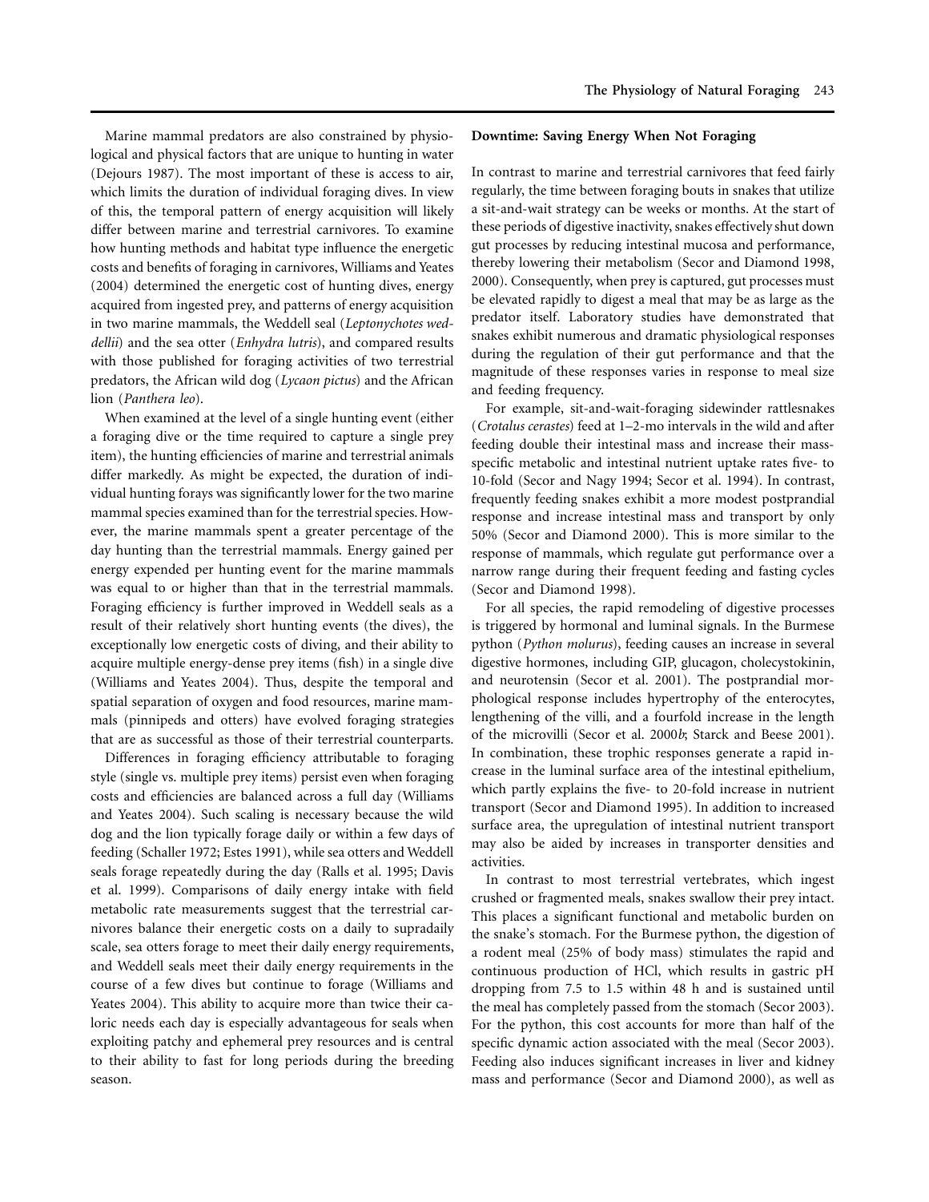Marine mammal predators are also constrained by physiological and physical factors that are unique to hunting in water (Dejours 1987). The most important of these is access to air, which limits the duration of individual foraging dives. In view of this, the temporal pattern of energy acquisition will likely differ between marine and terrestrial carnivores. To examine how hunting methods and habitat type influence the energetic costs and benefits of foraging in carnivores, Williams and Yeates (2004) determined the energetic cost of hunting dives, energy acquired from ingested prey, and patterns of energy acquisition in two marine mammals, the Weddell seal (*Leptonychotes weddellii*) and the sea otter (*Enhydra lutris*), and compared results with those published for foraging activities of two terrestrial predators, the African wild dog (*Lycaon pictus*) and the African lion (*Panthera leo*).

When examined at the level of a single hunting event (either a foraging dive or the time required to capture a single prey item), the hunting efficiencies of marine and terrestrial animals differ markedly. As might be expected, the duration of individual hunting forays was significantly lower for the two marine mammal species examined than for the terrestrial species. However, the marine mammals spent a greater percentage of the day hunting than the terrestrial mammals. Energy gained per energy expended per hunting event for the marine mammals was equal to or higher than that in the terrestrial mammals. Foraging efficiency is further improved in Weddell seals as a result of their relatively short hunting events (the dives), the exceptionally low energetic costs of diving, and their ability to acquire multiple energy-dense prey items (fish) in a single dive (Williams and Yeates 2004). Thus, despite the temporal and spatial separation of oxygen and food resources, marine mammals (pinnipeds and otters) have evolved foraging strategies that are as successful as those of their terrestrial counterparts.

Differences in foraging efficiency attributable to foraging style (single vs. multiple prey items) persist even when foraging costs and efficiencies are balanced across a full day (Williams and Yeates 2004). Such scaling is necessary because the wild dog and the lion typically forage daily or within a few days of feeding (Schaller 1972; Estes 1991), while sea otters and Weddell seals forage repeatedly during the day (Ralls et al. 1995; Davis et al. 1999). Comparisons of daily energy intake with field metabolic rate measurements suggest that the terrestrial carnivores balance their energetic costs on a daily to supradaily scale, sea otters forage to meet their daily energy requirements, and Weddell seals meet their daily energy requirements in the course of a few dives but continue to forage (Williams and Yeates 2004). This ability to acquire more than twice their caloric needs each day is especially advantageous for seals when exploiting patchy and ephemeral prey resources and is central to their ability to fast for long periods during the breeding season.

## Downtime: Saving Energy When Not Foraging

In contrast to marine and terrestrial carnivores that feed fairly regularly, the time between foraging bouts in snakes that utilize a sit-and-wait strategy can be weeks or months. At the start of these periods of digestive inactivity, snakes effectively shut down gut processes by reducing intestinal mucosa and performance, thereby lowering their metabolism (Secor and Diamond 1998, 2000). Consequently, when prey is captured, gut processes must be elevated rapidly to digest a meal that may be as large as the predator itself. Laboratory studies have demonstrated that snakes exhibit numerous and dramatic physiological responses during the regulation of their gut performance and that the magnitude of these responses varies in response to meal size and feeding frequency.

For example, sit-and-wait-foraging sidewinder rattlesnakes (*Crotalus cerastes*) feed at 1–2-mo intervals in the wild and after feeding double their intestinal mass and increase their mass-specific metabolic and intestinal nutrient uptake rates five- to 10-fold (Secor and Nagy 1994; Secor et al. 1994). In contrast, frequently feeding snakes exhibit a more modest postprandial response and increase intestinal mass and transport by only 50% (Secor and Diamond 2000). This is more similar to the response of mammals, which regulate gut performance over a narrow range during their frequent feeding and fasting cycles (Secor and Diamond 1998).

For all species, the rapid remodeling of digestive processes is triggered by hormonal and luminal signals. In the Burmese python (*Python molurus*), feeding causes an increase in several digestive hormones, including GIP, glucagon, cholecystokinin, and neurotensin (Secor et al. 2001). The postprandial morphological response includes hypertrophy of the enterocytes, lengthening of the villi, and a fourfold increase in the length of the microvilli (Secor et al. 2000*b*; Starck and Beese 2001). In combination, these trophic responses generate a rapid increase in the luminal surface area of the intestinal epithelium, which partly explains the five- to 20-fold increase in nutrient transport (Secor and Diamond 1995). In addition to increased surface area, the upregulation of intestinal nutrient transport may also be aided by increases in transporter densities and activities.

In contrast to most terrestrial vertebrates, which ingest crushed or fragmented meals, snakes swallow their prey intact. This places a significant functional and metabolic burden on the snake's stomach. For the Burmese python, the digestion of a rodent meal (25% of body mass) stimulates the rapid and continuous production of HCl, which results in gastric pH dropping from 7.5 to 1.5 within 48 h and is sustained until the meal has completely passed from the stomach (Secor 2003). For the python, this cost accounts for more than half of the specific dynamic action associated with the meal (Secor 2003). Feeding also induces significant increases in liver and kidney mass and performance (Secor and Diamond 2000), as well as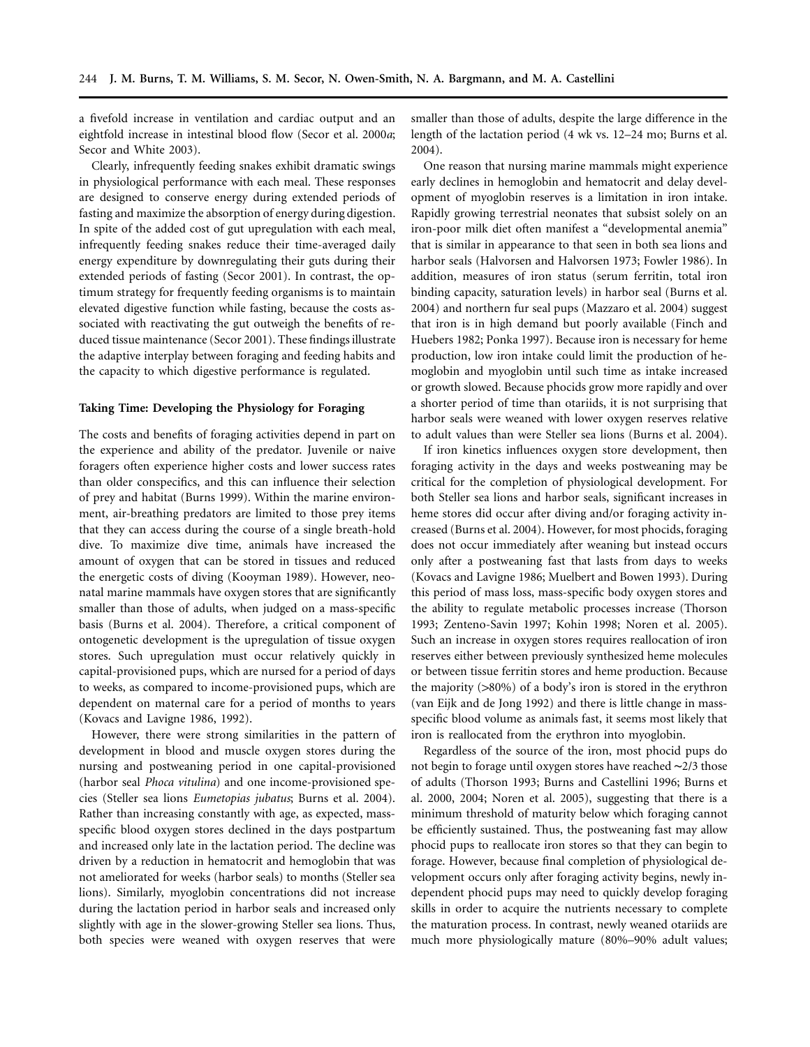a fivefold increase in ventilation and cardiac output and an eightfold increase in intestinal blood flow (Secor et al. 2000*a*; Secor and White 2003).

Clearly, infrequently feeding snakes exhibit dramatic swings in physiological performance with each meal. These responses are designed to conserve energy during extended periods of fasting and maximize the absorption of energy during digestion. In spite of the added cost of gut upregulation with each meal, infrequently feeding snakes reduce their time-averaged daily energy expenditure by downregulating their guts during their extended periods of fasting (Secor 2001). In contrast, the optimum strategy for frequently feeding organisms is to maintain elevated digestive function while fasting, because the costs associated with reactivating the gut outweigh the benefits of reduced tissue maintenance (Secor 2001). These findings illustrate the adaptive interplay between foraging and feeding habits and the capacity to which digestive performance is regulated.

### Taking Time: Developing the Physiology for Foraging

The costs and benefits of foraging activities depend in part on the experience and ability of the predator. Juvenile or naive foragers often experience higher costs and lower success rates than older conspecifics, and this can influence their selection of prey and habitat (Burns 1999). Within the marine environment, air-breathing predators are limited to those prey items that they can access during the course of a single breath-hold dive. To maximize dive time, animals have increased the amount of oxygen that can be stored in tissues and reduced the energetic costs of diving (Kooyman 1989). However, neonatal marine mammals have oxygen stores that are significantly smaller than those of adults, when judged on a mass-specific basis (Burns et al. 2004). Therefore, a critical component of ontogenetic development is the upregulation of tissue oxygen stores. Such upregulation must occur relatively quickly in capital-provisioned pups, which are nursed for a period of days to weeks, as compared to income-provisioned pups, which are dependent on maternal care for a period of months to years (Kovacs and Lavigne 1986, 1992).

However, there were strong similarities in the pattern of development in blood and muscle oxygen stores during the nursing and postweaning period in one capital-provisioned (harbor seal *Phoca vitulina*) and one income-provisioned species (Steller sea lions *Eumetopias jubatus*; Burns et al. 2004). Rather than increasing constantly with age, as expected, mass-specific blood oxygen stores declined in the days postpartum and increased only late in the lactation period. The decline was driven by a reduction in hematocrit and hemoglobin that was not ameliorated for weeks (harbor seals) to months (Steller sea lions). Similarly, myoglobin concentrations did not increase during the lactation period in harbor seals and increased only slightly with age in the slower-growing Steller sea lions. Thus, both species were weaned with oxygen reserves that were smaller than those of adults, despite the large difference in the length of the lactation period (4 wk vs. 12–24 mo; Burns et al. 2004).

One reason that nursing marine mammals might experience early declines in hemoglobin and hematocrit and delay development of myoglobin reserves is a limitation in iron intake. Rapidly growing terrestrial neonates that subsist solely on an iron-poor milk diet often manifest a "developmental anemia" that is similar in appearance to that seen in both sea lions and harbor seals (Halvorsen and Halvorsen 1973; Fowler 1986). In addition, measures of iron status (serum ferritin, total iron binding capacity, saturation levels) in harbor seal (Burns et al. 2004) and northern fur seal pups (Mazzaro et al. 2004) suggest that iron is in high demand but poorly available (Finch and Huebers 1982; Ponka 1997). Because iron is necessary for heme production, low iron intake could limit the production of hemoglobin and myoglobin until such time as intake increased or growth slowed. Because phocids grow more rapidly and over a shorter period of time than otariids, it is not surprising that harbor seals were weaned with lower oxygen reserves relative to adult values than were Steller sea lions (Burns et al. 2004).

If iron kinetics influences oxygen store development, then foraging activity in the days and weeks postweaning may be critical for the completion of physiological development. For both Steller sea lions and harbor seals, significant increases in heme stores did occur after diving and/or foraging activity increased (Burns et al. 2004). However, for most phocids, foraging does not occur immediately after weaning but instead occurs only after a postweaning fast that lasts from days to weeks (Kovacs and Lavigne 1986; Muelbert and Bowen 1993). During this period of mass loss, mass-specific body oxygen stores and the ability to regulate metabolic processes increase (Thorson 1993; Zenteno-Savin 1997; Kohin 1998; Noren et al. 2005). Such an increase in oxygen stores requires reallocation of iron reserves either between previously synthesized heme molecules or between tissue ferritin stores and heme production. Because the majority (>80%) of a body's iron is stored in the erythron (van Eijk and de Jong 1992) and there is little change in mass-specific blood volume as animals fast, it seems most likely that iron is reallocated from the erythron into myoglobin.

Regardless of the source of the iron, most phocid pups do not begin to forage until oxygen stores have reached ~2/3 those of adults (Thorson 1993; Burns and Castellini 1996; Burns et al. 2000, 2004; Noren et al. 2005), suggesting that there is a minimum threshold of maturity below which foraging cannot be efficiently sustained. Thus, the postweaning fast may allow phocid pups to reallocate iron stores so that they can begin to forage. However, because final completion of physiological development occurs only after foraging activity begins, newly independent phocid pups may need to quickly develop foraging skills in order to acquire the nutrients necessary to complete the maturation process. In contrast, newly weaned otariids are much more physiologically mature (80%–90% adult values;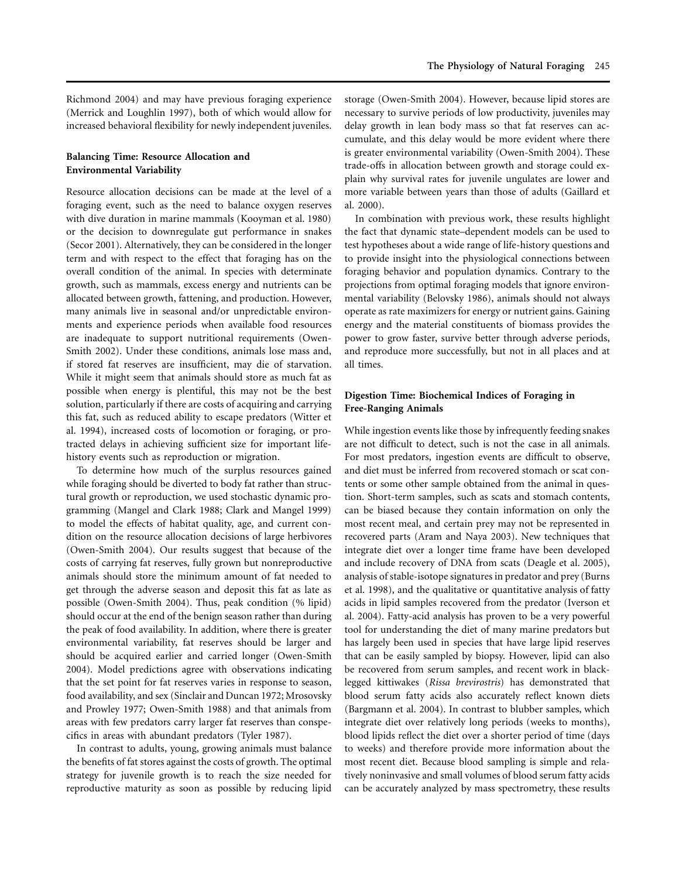Richmond 2004) and may have previous foraging experience (Merrick and Loughlin 1997), both of which would allow for increased behavioral flexibility for newly independent juveniles.

### Balancing Time: Resource Allocation and Environmental Variability

Resource allocation decisions can be made at the level of a foraging event, such as the need to balance oxygen reserves with dive duration in marine mammals (Kooyman et al. 1980) or the decision to downregulate gut performance in snakes (Secor 2001). Alternatively, they can be considered in the longer term and with respect to the effect that foraging has on the overall condition of the animal. In species with determinate growth, such as mammals, excess energy and nutrients can be allocated between growth, fattening, and production. However, many animals live in seasonal and/or unpredictable environments and experience periods when available food resources are inadequate to support nutritional requirements (Owen-Smith 2002). Under these conditions, animals lose mass and, if stored fat reserves are insufficient, may die of starvation. While it might seem that animals should store as much fat as possible when energy is plentiful, this may not be the best solution, particularly if there are costs of acquiring and carrying this fat, such as reduced ability to escape predators (Witter et al. 1994), increased costs of locomotion or foraging, or protracted delays in achieving sufficient size for important life-history events such as reproduction or migration.

To determine how much of the surplus resources gained while foraging should be diverted to body fat rather than structural growth or reproduction, we used stochastic dynamic programming (Mangel and Clark 1988; Clark and Mangel 1999) to model the effects of habitat quality, age, and current condition on the resource allocation decisions of large herbivores (Owen-Smith 2004). Our results suggest that because of the costs of carrying fat reserves, fully grown but nonreproductive animals should store the minimum amount of fat needed to get through the adverse season and deposit this fat as late as possible (Owen-Smith 2004). Thus, peak condition (% lipid) should occur at the end of the benign season rather than during the peak of food availability. In addition, where there is greater environmental variability, fat reserves should be larger and should be acquired earlier and carried longer (Owen-Smith 2004). Model predictions agree with observations indicating that the set point for fat reserves varies in response to season, food availability, and sex (Sinclair and Duncan 1972; Mrosovsky and Prowley 1977; Owen-Smith 1988) and that animals from areas with few predators carry larger fat reserves than conspecifics in areas with abundant predators (Tyler 1987).

In contrast to adults, young, growing animals must balance the benefits of fat stores against the costs of growth. The optimal strategy for juvenile growth is to reach the size needed for reproductive maturity as soon as possible by reducing lipid storage (Owen-Smith 2004). However, because lipid stores are necessary to survive periods of low productivity, juveniles may delay growth in lean body mass so that fat reserves can accumulate, and this delay would be more evident where there is greater environmental variability (Owen-Smith 2004). These trade-offs in allocation between growth and storage could explain why survival rates for juvenile ungulates are lower and more variable between years than those of adults (Gaillard et al. 2000).

In combination with previous work, these results highlight the fact that dynamic state–dependent models can be used to test hypotheses about a wide range of life-history questions and to provide insight into the physiological connections between foraging behavior and population dynamics. Contrary to the projections from optimal foraging models that ignore environmental variability (Belovsky 1986), animals should not always operate as rate maximizers for energy or nutrient gains. Gaining energy and the material constituents of biomass provides the power to grow faster, survive better through adverse periods, and reproduce more successfully, but not in all places and at all times.

### Digestion Time: Biochemical Indices of Foraging in Free-Ranging Animals

While ingestion events like those by infrequently feeding snakes are not difficult to detect, such is not the case in all animals. For most predators, ingestion events are difficult to observe, and diet must be inferred from recovered stomach or scat contents or some other sample obtained from the animal in question. Short-term samples, such as scats and stomach contents, can be biased because they contain information on only the most recent meal, and certain prey may not be represented in recovered parts (Aram and Naya 2003). New techniques that integrate diet over a longer time frame have been developed and include recovery of DNA from scats (Deagle et al. 2005), analysis of stable-isotope signatures in predator and prey (Burns et al. 1998), and the qualitative or quantitative analysis of fatty acids in lipid samples recovered from the predator (Iverson et al. 2004). Fatty-acid analysis has proven to be a very powerful tool for understanding the diet of many marine predators but has largely been used in species that have large lipid reserves that can be easily sampled by biopsy. However, lipid can also be recovered from serum samples, and recent work in black-legged kittiwakes (*Rissa brevirostris*) has demonstrated that blood serum fatty acids also accurately reflect known diets (Bargmann et al. 2004). In contrast to blubber samples, which integrate diet over relatively long periods (weeks to months), blood lipids reflect the diet over a shorter period of time (days to weeks) and therefore provide more information about the most recent diet. Because blood sampling is simple and relatively noninvasive and small volumes of blood serum fatty acids can be accurately analyzed by mass spectrometry, these results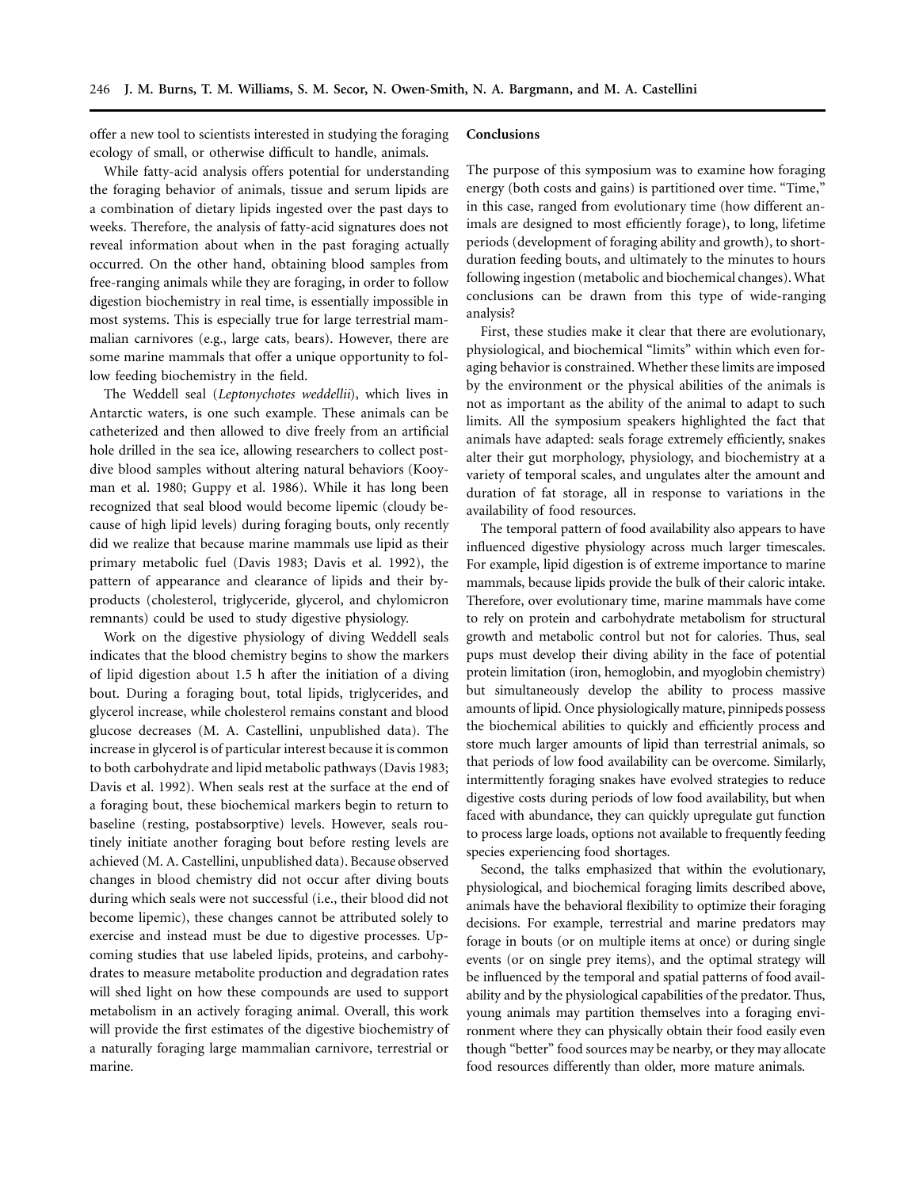offer a new tool to scientists interested in studying the foraging ecology of small, or otherwise difficult to handle, animals.

While fatty-acid analysis offers potential for understanding the foraging behavior of animals, tissue and serum lipids are a combination of dietary lipids ingested over the past days to weeks. Therefore, the analysis of fatty-acid signatures does not reveal information about when in the past foraging actually occurred. On the other hand, obtaining blood samples from free-ranging animals while they are foraging, in order to follow digestion biochemistry in real time, is essentially impossible in most systems. This is especially true for large terrestrial mammalian carnivores (e.g., large cats, bears). However, there are some marine mammals that offer a unique opportunity to follow feeding biochemistry in the field.

The Weddell seal (*Leptonychotes weddellii*), which lives in Antarctic waters, is one such example. These animals can be catheterized and then allowed to dive freely from an artificial hole drilled in the sea ice, allowing researchers to collect post-dive blood samples without altering natural behaviors (Kooyman et al. 1980; Guppy et al. 1986). While it has long been recognized that seal blood would become lipemic (cloudy because of high lipid levels) during foraging bouts, only recently did we realize that because marine mammals use lipid as their primary metabolic fuel (Davis 1983; Davis et al. 1992), the pattern of appearance and clearance of lipids and their byproducts (cholesterol, triglyceride, glycerol, and chylomicron remnants) could be used to study digestive physiology.

Work on the digestive physiology of diving Weddell seals indicates that the blood chemistry begins to show the markers of lipid digestion about 1.5 h after the initiation of a diving bout. During a foraging bout, total lipids, triglycerides, and glycerol increase, while cholesterol remains constant and blood glucose decreases (M. A. Castellini, unpublished data). The increase in glycerol is of particular interest because it is common to both carbohydrate and lipid metabolic pathways (Davis 1983; Davis et al. 1992). When seals rest at the surface at the end of a foraging bout, these biochemical markers begin to return to baseline (resting, postabsorptive) levels. However, seals routinely initiate another foraging bout before resting levels are achieved (M. A. Castellini, unpublished data). Because observed changes in blood chemistry did not occur after diving bouts during which seals were not successful (i.e., their blood did not become lipemic), these changes cannot be attributed solely to exercise and instead must be due to digestive processes. Upcoming studies that use labeled lipids, proteins, and carbohydrates to measure metabolite production and degradation rates will shed light on how these compounds are used to support metabolism in an actively foraging animal. Overall, this work will provide the first estimates of the digestive biochemistry of a naturally foraging large mammalian carnivore, terrestrial or marine.

## Conclusions

The purpose of this symposium was to examine how foraging energy (both costs and gains) is partitioned over time. "Time," in this case, ranged from evolutionary time (how different animals are designed to most efficiently forage), to long, lifetime periods (development of foraging ability and growth), to short-duration feeding bouts, and ultimately to the minutes to hours following ingestion (metabolic and biochemical changes). What conclusions can be drawn from this type of wide-ranging analysis?

First, these studies make it clear that there are evolutionary, physiological, and biochemical "limits" within which even foraging behavior is constrained. Whether these limits are imposed by the environment or the physical abilities of the animals is not as important as the ability of the animal to adapt to such limits. All the symposium speakers highlighted the fact that animals have adapted: seals forage extremely efficiently, snakes alter their gut morphology, physiology, and biochemistry at a variety of temporal scales, and ungulates alter the amount and duration of fat storage, all in response to variations in the availability of food resources.

The temporal pattern of food availability also appears to have influenced digestive physiology across much larger timescales. For example, lipid digestion is of extreme importance to marine mammals, because lipids provide the bulk of their caloric intake. Therefore, over evolutionary time, marine mammals have come to rely on protein and carbohydrate metabolism for structural growth and metabolic control but not for calories. Thus, seal pups must develop their diving ability in the face of potential protein limitation (iron, hemoglobin, and myoglobin chemistry) but simultaneously develop the ability to process massive amounts of lipid. Once physiologically mature, pinnipeds possess the biochemical abilities to quickly and efficiently process and store much larger amounts of lipid than terrestrial animals, so that periods of low food availability can be overcome. Similarly, intermittently foraging snakes have evolved strategies to reduce digestive costs during periods of low food availability, but when faced with abundance, they can quickly upregulate gut function to process large loads, options not available to frequently feeding species experiencing food shortages.

Second, the talks emphasized that within the evolutionary, physiological, and biochemical foraging limits described above, animals have the behavioral flexibility to optimize their foraging decisions. For example, terrestrial and marine predators may forage in bouts (or on multiple items at once) or during single events (or on single prey items), and the optimal strategy will be influenced by the temporal and spatial patterns of food availability and by the physiological capabilities of the predator. Thus, young animals may partition themselves into a foraging environment where they can physically obtain their food easily even though "better" food sources may be nearby, or they may allocate food resources differently than older, more mature animals.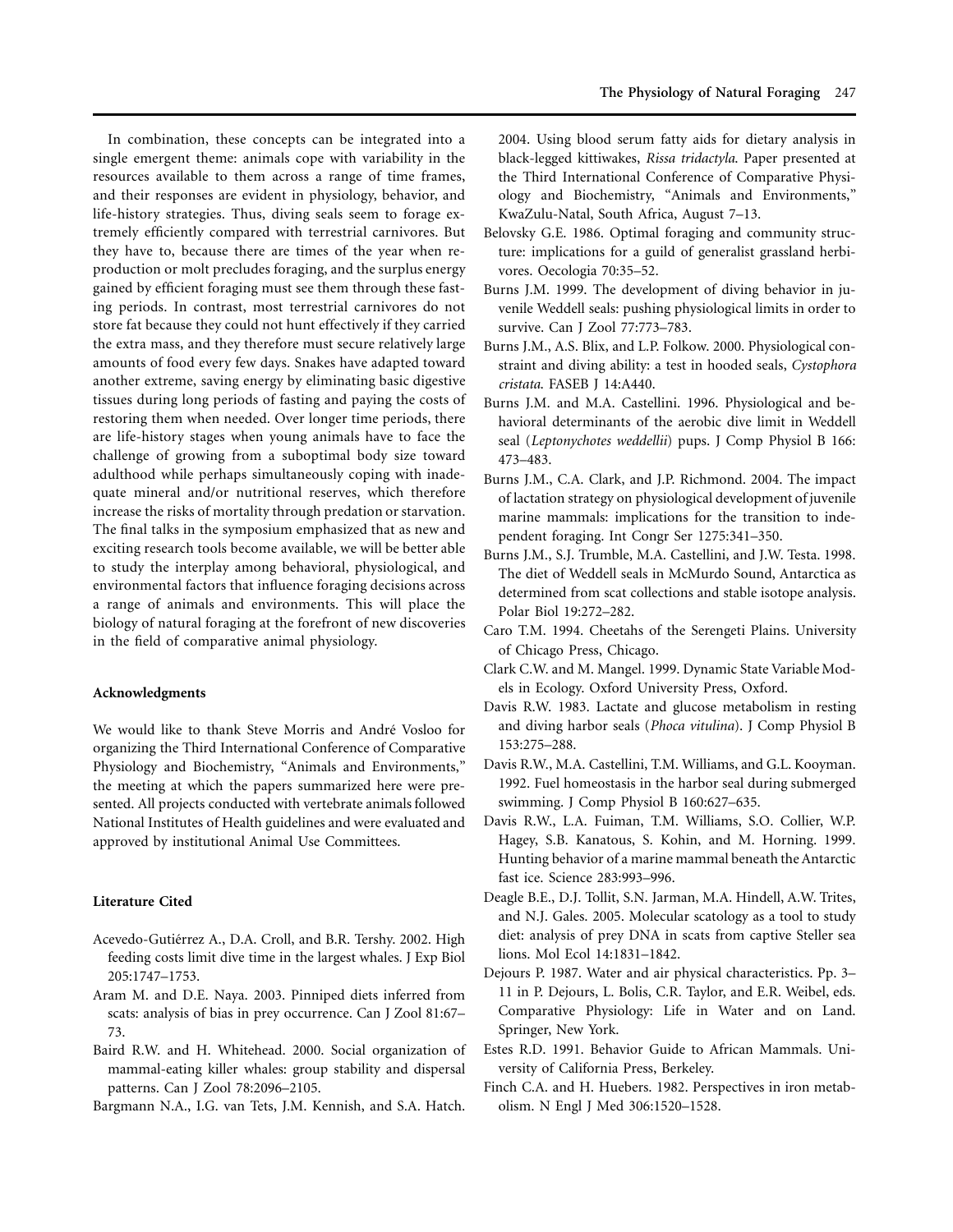In combination, these concepts can be integrated into a single emergent theme: animals cope with variability in the resources available to them across a range of time frames, and their responses are evident in physiology, behavior, and life-history strategies. Thus, diving seals seem to forage extremely efficiently compared with terrestrial carnivores. But they have to, because there are times of the year when reproduction or molt precludes foraging, and the surplus energy gained by efficient foraging must see them through these fasting periods. In contrast, most terrestrial carnivores do not store fat because they could not hunt effectively if they carried the extra mass, and they therefore must secure relatively large amounts of food every few days. Snakes have adapted toward another extreme, saving energy by eliminating basic digestive tissues during long periods of fasting and paying the costs of restoring them when needed. Over longer time periods, there are life-history stages when young animals have to face the challenge of growing from a suboptimal body size toward adulthood while perhaps simultaneously coping with inadequate mineral and/or nutritional reserves, which therefore increase the risks of mortality through predation or starvation. The final talks in the symposium emphasized that as new and exciting research tools become available, we will be better able to study the interplay among behavioral, physiological, and environmental factors that influence foraging decisions across a range of animals and environments. This will place the biology of natural foraging at the forefront of new discoveries in the field of comparative animal physiology.

## Acknowledgments

We would like to thank Steve Morris and André Vosloo for organizing the Third International Conference of Comparative Physiology and Biochemistry, "Animals and Environments," the meeting at which the papers summarized here were presented. All projects conducted with vertebrate animals followed National Institutes of Health guidelines and were evaluated and approved by institutional Animal Use Committees.

## Literature Cited

Acevedo-Gutiérrez A., D.A. Croll, and B.R. Tershy. 2002. High feeding costs limit dive time in the largest whales. J Exp Biol 205:1747–1753.

Aram M. and D.E. Naya. 2003. Pinniped diets inferred from scats: analysis of bias in prey occurrence. Can J Zool 81:67–73.

Baird R.W. and H. Whitehead. 2000. Social organization of mammal-eating killer whales: group stability and dispersal patterns. Can J Zool 78:2096–2105.

Bargmann N.A., I.G. van Tets, J.M. Kennish, and S.A. Hatch. 2004. Using blood serum fatty aids for dietary analysis in black-legged kittiwakes, *Rissa tridactyla*. Paper presented at the Third International Conference of Comparative Physiology and Biochemistry, "Animals and Environments," KwaZulu-Natal, South Africa, August 7–13.

Belovsky G.E. 1986. Optimal foraging and community structure: implications for a guild of generalist grassland herbivores. Oecologia 70:35–52.

Burns J.M. 1999. The development of diving behavior in juvenile Weddell seals: pushing physiological limits in order to survive. Can J Zool 77:773–783.

Burns J.M., A.S. Blix, and L.P. Folkow. 2000. Physiological constraint and diving ability: a test in hooded seals, *Cystophora cristata*. FASEB J 14:A440.

Burns J.M. and M.A. Castellini. 1996. Physiological and behavioral determinants of the aerobic dive limit in Weddell seal (*Leptonychotes weddellii*) pups. J Comp Physiol B 166: 473–483.

Burns J.M., C.A. Clark, and J.P. Richmond. 2004. The impact of lactation strategy on physiological development of juvenile marine mammals: implications for the transition to independent foraging. Int Congr Ser 1275:341–350.

Burns J.M., S.J. Trumble, M.A. Castellini, and J.W. Testa. 1998. The diet of Weddell seals in McMurdo Sound, Antarctica as determined from scat collections and stable isotope analysis. Polar Biol 19:272–282.

Caro T.M. 1994. Cheetahs of the Serengeti Plains. University of Chicago Press, Chicago.

Clark C.W. and M. Mangel. 1999. Dynamic State Variable Models in Ecology. Oxford University Press, Oxford.

Davis R.W. 1983. Lactate and glucose metabolism in resting and diving harbor seals (*Phoca vitulina*). J Comp Physiol B 153:275–288.

Davis R.W., M.A. Castellini, T.M. Williams, and G.L. Kooyman. 1992. Fuel homeostasis in the harbor seal during submerged swimming. J Comp Physiol B 160:627–635.

Davis R.W., L.A. Fuiman, T.M. Williams, S.O. Collier, W.P. Hagey, S.B. Kanatous, S. Kohin, and M. Horning. 1999. Hunting behavior of a marine mammal beneath the Antarctic fast ice. Science 283:993–996.

Deagle B.E., D.J. Tollit, S.N. Jarman, M.A. Hindell, A.W. Trites, and N.J. Gales. 2005. Molecular scatology as a tool to study diet: analysis of prey DNA in scats from captive Steller sea lions. Mol Ecol 14:1831–1842.

Dejours P. 1987. Water and air physical characteristics. Pp. 3–11 in P. Dejours, L. Bolis, C.R. Taylor, and E.R. Weibel, eds. Comparative Physiology: Life in Water and on Land. Springer, New York.

Estes R.D. 1991. Behavior Guide to African Mammals. University of California Press, Berkeley.

Finch C.A. and H. Huebers. 1982. Perspectives in iron metabolism. N Engl J Med 306:1520–1528.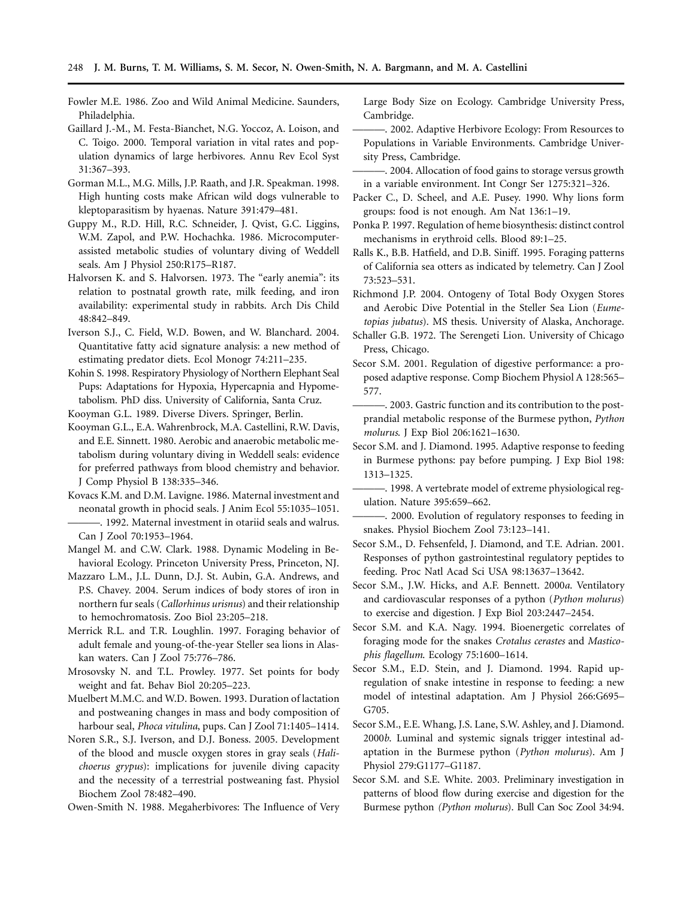Fowler M.E. 1986. Zoo and Wild Animal Medicine. Saunders, Philadelphia.

Gaillard J.-M., M. Festa-Bianchet, N.G. Yoccoz, A. Loison, and C. Toigo. 2000. Temporal variation in vital rates and population dynamics of large herbivores. Annu Rev Ecol Syst 31:367–393.

Gorman M.L., M.G. Mills, J.P. Raath, and J.R. Speakman. 1998. High hunting costs make African wild dogs vulnerable to kleptoparasitism by hyaenas. Nature 391:479–481.

Guppy M., R.D. Hill, R.C. Schneider, J. Qvist, G.C. Liggins, W.M. Zapol, and P.W. Hochachka. 1986. Microcomputer-assisted metabolic studies of voluntary diving of Weddell seals. Am J Physiol 250:R175–R187.

Halvorsen K. and S. Halvorsen. 1973. The "early anemia": its relation to postnatal growth rate, milk feeding, and iron availability: experimental study in rabbits. Arch Dis Child 48:842–849.

Iverson S.J., C. Field, W.D. Bowen, and W. Blanchard. 2004. Quantitative fatty acid signature analysis: a new method of estimating predator diets. Ecol Monogr 74:211–235.

Kohin S. 1998. Respiratory Physiology of Northern Elephant Seal Pups: Adaptations for Hypoxia, Hypercapnia and Hypometabolism. PhD diss. University of California, Santa Cruz.

Kooyman G.L. 1989. Diverse Divers. Springer, Berlin.

Kooyman G.L., E.A. Wahrenbrock, M.A. Castellini, R.W. Davis, and E.E. Sinnett. 1980. Aerobic and anaerobic metabolism during voluntary diving in Weddell seals: evidence for preferred pathways from blood chemistry and behavior. J Comp Physiol B 138:335–346.

Kovacs K.M. and D.M. Lavigne. 1986. Maternal investment and neonatal growth in phocid seals. J Anim Ecol 55:1035–1051.

———. 1992. Maternal investment in otariid seals and walrus. Can J Zool 70:1953–1964.

Mangel M. and C.W. Clark. 1988. Dynamic Modeling in Behavioral Ecology. Princeton University Press, Princeton, NJ.

Mazzaro L.M., J.L. Dunn, D.J. St. Aubin, G.A. Andrews, and P.S. Chavey. 2004. Serum indices of body stores of iron in northern fur seals (*Callorhinus urisnus*) and their relationship to hemochromatosis. Zoo Biol 23:205–218.

Merrick R.L. and T.R. Loughlin. 1997. Foraging behavior of adult female and young-of-the-year Steller sea lions in Alaskan waters. Can J Zool 75:776–786.

Mrosovsky N. and T.L. Prowley. 1977. Set points for body weight and fat. Behav Biol 20:205–223.

Muelbert M.M.C. and W.D. Bowen. 1993. Duration of lactation and postweaning changes in mass and body composition of harbour seal, *Phoca vitulina*, pups. Can J Zool 71:1405–1414.

Noren S.R., S.J. Iverson, and D.J. Boness. 2005. Development of the blood and muscle oxygen stores in gray seals (*Halichoerus grypus*): implications for juvenile diving capacity and the necessity of a terrestrial postweaning fast. Physiol Biochem Zool 78:482–490.

Owen-Smith N. 1988. Megaherbivores: The Influence of Very Large Body Size on Ecology. Cambridge University Press, Cambridge.

———. 2002. Adaptive Herbivore Ecology: From Resources to Populations in Variable Environments. Cambridge University Press, Cambridge.

———. 2004. Allocation of food gains to storage versus growth in a variable environment. Int Congr Ser 1275:321–326.

Packer C., D. Scheel, and A.E. Pusey. 1990. Why lions form groups: food is not enough. Am Nat 136:1–19.

Ponka P. 1997. Regulation of heme biosynthesis: distinct control mechanisms in erythroid cells. Blood 89:1–25.

Ralls K., B.B. Hatfield, and D.B. Siniff. 1995. Foraging patterns of California sea otters as indicated by telemetry. Can J Zool 73:523–531.

Richmond J.P. 2004. Ontogeny of Total Body Oxygen Stores and Aerobic Dive Potential in the Steller Sea Lion (*Eumetopias jubatus*). MS thesis. University of Alaska, Anchorage.

Schaller G.B. 1972. The Serengeti Lion. University of Chicago Press, Chicago.

Secor S.M. 2001. Regulation of digestive performance: a proposed adaptive response. Comp Biochem Physiol A 128:565–577.

———. 2003. Gastric function and its contribution to the postprandial metabolic response of the Burmese python, *Python molurus*. J Exp Biol 206:1621–1630.

Secor S.M. and J. Diamond. 1995. Adaptive response to feeding in Burmese pythons: pay before pumping. J Exp Biol 198: 1313–1325.

———. 1998. A vertebrate model of extreme physiological regulation. Nature 395:659–662.

———. 2000. Evolution of regulatory responses to feeding in snakes. Physiol Biochem Zool 73:123–141.

Secor S.M., D. Fehsenfeld, J. Diamond, and T.E. Adrian. 2001. Responses of python gastrointestinal regulatory peptides to feeding. Proc Natl Acad Sci USA 98:13637–13642.

Secor S.M., J.W. Hicks, and A.F. Bennett. 2000*a*. Ventilatory and cardiovascular responses of a python (*Python molurus*) to exercise and digestion. J Exp Biol 203:2447–2454.

Secor S.M. and K.A. Nagy. 1994. Bioenergetic correlates of foraging mode for the snakes *Crotalus cerastes* and *Masticophis flagellum*. Ecology 75:1600–1614.

Secor S.M., E.D. Stein, and J. Diamond. 1994. Rapid upregulation of snake intestine in response to feeding: a new model of intestinal adaptation. Am J Physiol 266:G695–G705.

Secor S.M., E.E. Whang, J.S. Lane, S.W. Ashley, and J. Diamond. 2000*b*. Luminal and systemic signals trigger intestinal adaptation in the Burmese python (*Python molurus*). Am J Physiol 279:G1177–G1187.

Secor S.M. and S.E. White. 2003. Preliminary investigation in patterns of blood flow during exercise and digestion for the Burmese python *(Python molurus*). Bull Can Soc Zool 34:94.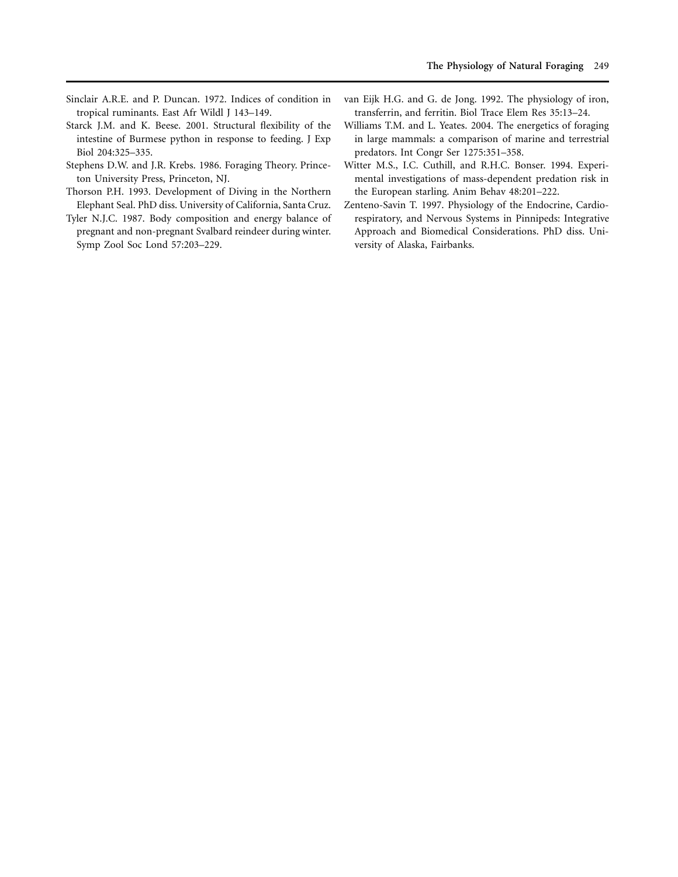Sinclair A.R.E. and P. Duncan. 1972. Indices of condition in tropical ruminants. East Afr Wildl J 143–149.

Starck J.M. and K. Beese. 2001. Structural flexibility of the intestine of Burmese python in response to feeding. J Exp Biol 204:325–335.

Stephens D.W. and J.R. Krebs. 1986. Foraging Theory. Princeton University Press, Princeton, NJ.

Thorson P.H. 1993. Development of Diving in the Northern Elephant Seal. PhD diss. University of California, Santa Cruz.

Tyler N.J.C. 1987. Body composition and energy balance of pregnant and non-pregnant Svalbard reindeer during winter. Symp Zool Soc Lond 57:203–229.

van Eijk H.G. and G. de Jong. 1992. The physiology of iron, transferrin, and ferritin. Biol Trace Elem Res 35:13–24.

Williams T.M. and L. Yeates. 2004. The energetics of foraging in large mammals: a comparison of marine and terrestrial predators. Int Congr Ser 1275:351–358.

Witter M.S., I.C. Cuthill, and R.H.C. Bonser. 1994. Experimental investigations of mass-dependent predation risk in the European starling. Anim Behav 48:201–222.

Zenteno-Savin T. 1997. Physiology of the Endocrine, Cardiorespiratory, and Nervous Systems in Pinnipeds: Integrative Approach and Biomedical Considerations. PhD diss. University of Alaska, Fairbanks.